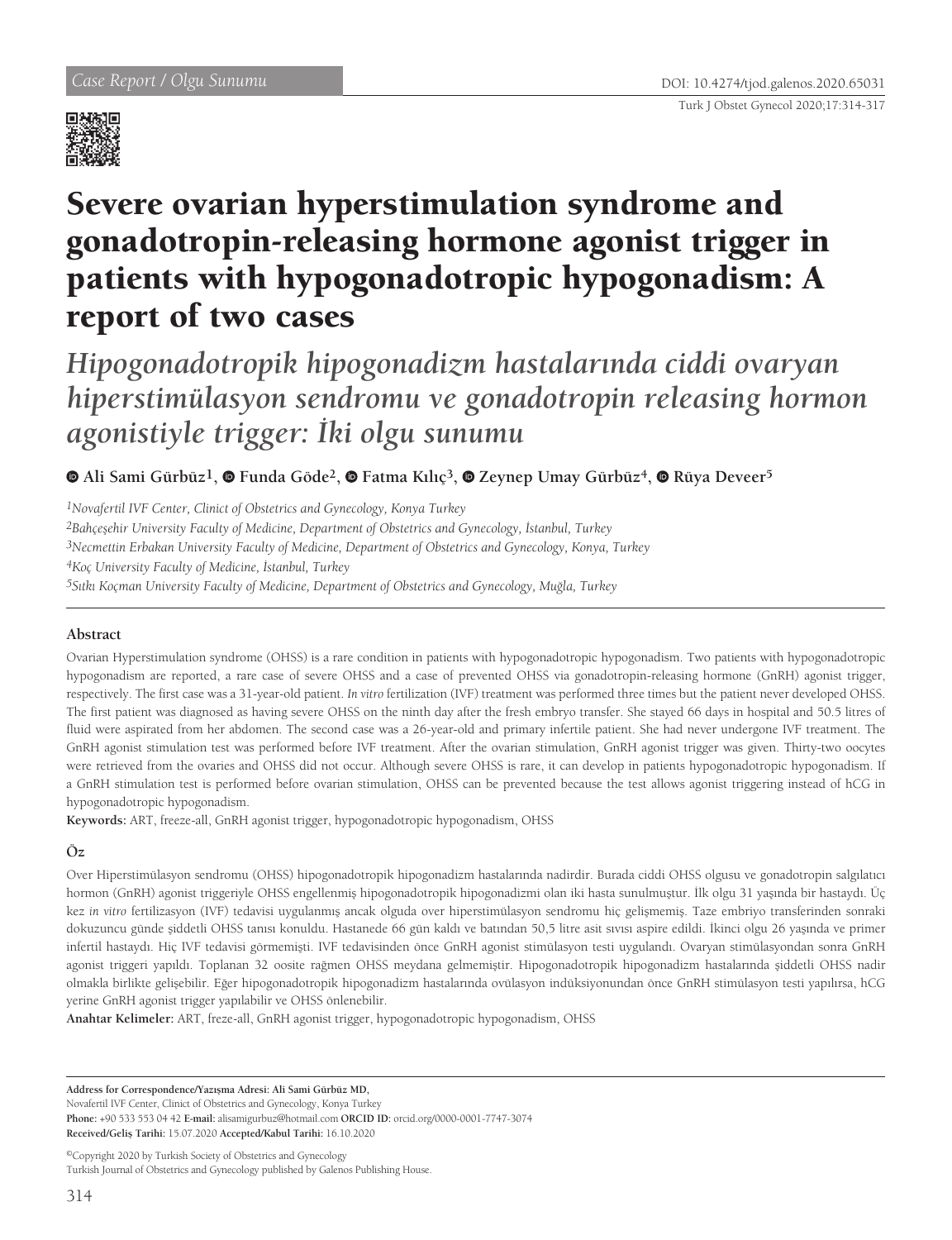Case Report / Olgu Sunumu

DOI: 10.4274/tjod.galenos.2020.65031

# Severe ovarian hyperstimulation syndrome and gonadotropin-releasing hormone agonist trigger in patients with hypogonadotropic hypogonadism: A report of two cases

## *Hipogonadotropik hipogonadizm hastalarında ciddi ovaryan hiperstimülasyon sendromu ve gonadotropin releasing hormon agonistiyle trigger: İki olgu sunumu*

**Ali Sami Gürbüz[1], Funda Göde[2], Fatma Kılıç[3], Zeynep Umay Gürbüz[4], Rüya Deveer[5]**

[1]*Novafertil IVF Center, Clinic of Obstetrics and Gynecology, Konya Turkey*
[2]*Bahçeşehir University Faculty of Medicine, Department of Obstetrics and Gynecology, İstanbul, Turkey*
[3]*Necmettin Erbakan University Faculty of Medicine, Department of Obstetrics and Gynecology, Konya, Turkey*
[4]*Koç University Faculty of Medicine, İstanbul, Turkey*
[5]*Sıtkı Koçman University Faculty of Medicine, Department of Obstetrics and Gynecology, Muğla, Turkey*

### Abstract

Ovarian Hyperstimulation syndrome (OHSS) is a rare condition in patients with hypogonadotropic hypogonadism. Two patients with hypogonadotropic hypogonadism are reported, a rare case of severe OHSS and a case of prevented OHSS via gonadotropin-releasing hormone (GnRH) agonist trigger, respectively. The first case was a 31-year-old patient. *In vitro* fertilization (IVF) treatment was performed three times but the patient never developed OHSS. The first patient was diagnosed as having severe OHSS on the ninth day after the fresh embryo transfer. She stayed 66 days in hospital and 50.5 litres of fluid were aspirated from her abdomen. The second case was a 26-year-old and primary infertile patient. She had never undergone IVF treatment. The GnRH agonist stimulation test was performed before IVF treatment. After the ovarian stimulation, GnRH agonist trigger was given. Thirty-two oocytes were retrieved from the ovaries and OHSS did not occur. Although severe OHSS is rare, it can develop in patients hypogonadotropic hypogonadism. If a GnRH stimulation test is performed before ovarian stimulation, OHSS can be prevented because the test allows agonist triggering instead of hCG in hypogonadotropic hypogonadism.

**Keywords:** ART, freeze-all, GnRH agonist trigger, hypogonadotropic hypogonadism, OHSS

### Öz

Over Hiperstimülasyon sendromu (OHSS) hipogonadotropik hipogonadizm hastalarında nadirdir. Burada ciddi OHSS olgusu ve gonadotropin salgılatıcı hormon (GnRH) agonist triggeriyle OHSS engellenmiş hipogonadotropik hipogonadizmi olan iki hasta sunulmuştur. İlk olgu 31 yaşında bir hastaydı. Üç kez *in vitro* fertilizasyon (IVF) tedavisi uygulanmış ancak olguda over hiperstimülasyon sendromu hiç gelişmemiş. Taze embriyo transferinden sonraki dokuzuncu günde şiddetli OHSS tanısı konuldu. Hastanede 66 gün kaldı ve batından 50,5 litre asit sıvısı aspire edildi. İkinci olgu 26 yaşında ve primer infertil hastaydı. Hiç IVF tedavisi görmemişti. IVF tedavisinden önce GnRH agonist stimülasyon testi uygulandı. Ovaryan stimülasyondan sonra GnRH agonist triggeri yapıldı. Toplanan 32 oosite rağmen OHSS meydana gelmemiştir. Hipogonadotropik hipogonadizm hastalarında şiddetli OHSS nadir olmakla birlikte gelişebilir. Eğer hipogonadotropik hipogonadizm hastalarında ovülasyon indüksiyonundan önce GnRH stimülasyon testi yapılırsa, hCG yerine GnRH agonist trigger yapılabilir ve OHSS önlenebilir.

**Anahtar Kelimeler:** ART, freeze-all, GnRH agonist trigger, hypogonadotropic hypogonadism, OHSS

---

**Address for Correspondence/Yazışma Adresi: Ali Sami Gürbüz MD,**
Novafertil IVF Center, Clinic of Obstetrics and Gynecology, Konya Turkey
**Phone:** +90 533 553 04 42 **E-mail:** alisamigurbuz@hotmail.com **ORCID ID:** orcid.org/0000-0001-7747-3074
**Received/Geliş Tarihi:** 15.07.2020 **Accepted/Kabul Tarihi:** 16.10.2020

©Copyright 2020 by Turkish Society of Obstetrics and Gynecology
Turkish Journal of Obstetrics and Gynecology published by Galenos Publishing House.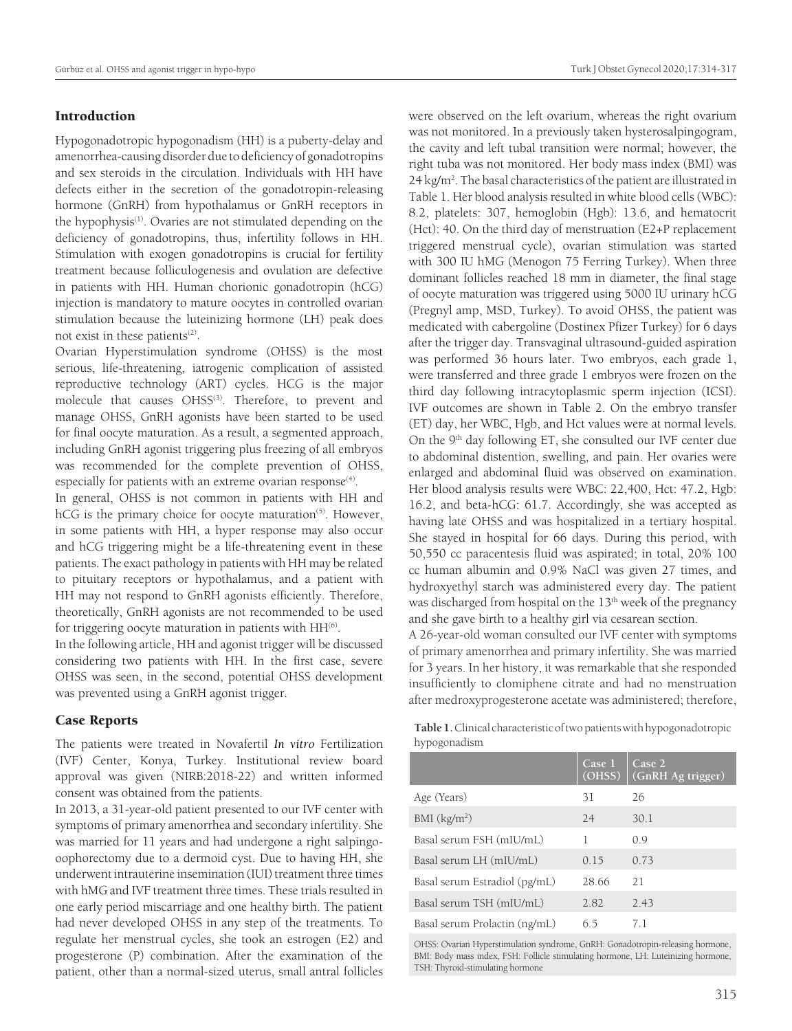## Introduction

Hypogonadotropic hypogonadism (HH) is a puberty-delay and amenorrhea-causing disorder due to deficiency of gonadotropins and sex steroids in the circulation. Individuals with HH have defects either in the secretion of the gonadotropin-releasing hormone (GnRH) from hypothalamus or GnRH receptors in the hypophysis[1]. Ovaries are not stimulated depending on the deficiency of gonadotropins, thus, infertility follows in HH. Stimulation with exogen gonadotropins is crucial for fertility treatment because folliculogenesis and ovulation are defective in patients with HH. Human chorionic gonadotropin (hCG) injection is mandatory to mature oocytes in controlled ovarian stimulation because the luteinizing hormone (LH) peak does not exist in these patients[2].

Ovarian Hyperstimulation syndrome (OHSS) is the most serious, life-threatening, iatrogenic complication of assisted reproductive technology (ART) cycles. HCG is the major molecule that causes OHSS[3]. Therefore, to prevent and manage OHSS, GnRH agonists have been started to be used for final oocyte maturation. As a result, a segmented approach, including GnRH agonist triggering plus freezing of all embryos was recommended for the complete prevention of OHSS, especially for patients with an extreme ovarian response[4].

In general, OHSS is not common in patients with HH and hCG is the primary choice for oocyte maturation[5]. However, in some patients with HH, a hyper response may also occur and hCG triggering might be a life-threatening event in these patients. The exact pathology in patients with HH may be related to pituitary receptors or hypothalamus, and a patient with HH may not respond to GnRH agonists efficiently. Therefore, theoretically, GnRH agonists are not recommended to be used for triggering oocyte maturation in patients with HH[6].

In the following article, HH and agonist trigger will be discussed considering two patients with HH. In the first case, severe OHSS was seen, in the second, potential OHSS development was prevented using a GnRH agonist trigger.

## Case Reports

The patients were treated in Novafertil *In vitro* Fertilization (IVF) Center, Konya, Turkey. Institutional review board approval was given (NIRB:2018-22) and written informed consent was obtained from the patients.

In 2013, a 31-year-old patient presented to our IVF center with symptoms of primary amenorrhea and secondary infertility. She was married for 11 years and had undergone a right salpingo-oophorectomy due to a dermoid cyst. Due to having HH, she underwent intrauterine insemination (IUI) treatment three times with hMG and IVF treatment three times. These trials resulted in one early period miscarriage and one healthy birth. The patient had never developed OHSS in any step of the treatments. To regulate her menstrual cycles, she took an estrogen (E2) and progesterone (P) combination. After the examination of the patient, other than a normal-sized uterus, small antral follicles were observed on the left ovarium, whereas the right ovarium was not monitored. In a previously taken hysterosalpingogram, the cavity and left tubal transition were normal; however, the right tuba was not monitored. Her body mass index (BMI) was 24 kg/m$^2$. The basal characteristics of the patient are illustrated in Table 1. Her blood analysis resulted in white blood cells (WBC): 8.2, platelets: 307, hemoglobin (Hgb): 13.6, and hematocrit (Hct): 40. On the third day of menstruation (E2+P replacement triggered menstrual cycle), ovarian stimulation was started with 300 IU hMG (Menogon 75 Ferring Turkey). When three dominant follicles reached 18 mm in diameter, the final stage of oocyte maturation was triggered using 5000 IU urinary hCG (Pregnyl amp, MSD, Turkey). To avoid OHSS, the patient was medicated with cabergoline (Dostinex Pfizer Turkey) for 6 days after the trigger day. Transvaginal ultrasound-guided aspiration was performed 36 hours later. Two embryos, each grade 1, were transferred and three grade 1 embryos were frozen on the third day following intracytoplasmic sperm injection (ICSI). IVF outcomes are shown in Table 2. On the embryo transfer (ET) day, her WBC, Hgb, and Hct values were at normal levels. On the 9[th] day following ET, she consulted our IVF center due to abdominal distention, swelling, and pain. Her ovaries were enlarged and abdominal fluid was observed on examination. Her blood analysis results were WBC: 22,400, Hct: 47.2, Hgb: 16.2, and beta-hCG: 61.7. Accordingly, she was accepted as having late OHSS and was hospitalized in a tertiary hospital. She stayed in hospital for 66 days. During this period, with 50,550 cc paracentesis fluid was aspirated; in total, 20% 100 cc human albumin and 0.9% NaCl was given 27 times, and hydroxyethyl starch was administered every day. The patient was discharged from hospital on the 13[th] week of the pregnancy and she gave birth to a healthy girl via cesarean section.

A 26-year-old woman consulted our IVF center with symptoms of primary amenorrhea and primary infertility. She was married for 3 years. In her history, it was remarkable that she responded insufficiently to clomiphene citrate and had no menstruation after medroxyprogesterone acetate was administered; therefore,

**Table 1.** Clinical characteristic of two patients with hypogonadotropic hypogonadism

| | Case 1 (OHSS) | Case 2 (GnRH Ag trigger) |
|---|---|---|
| Age (Years) | 31 | 26 |
| BMI (kg/m$^2$) | 24 | 30.1 |
| Basal serum FSH (mIU/mL) | 1 | 0.9 |
| Basal serum LH (mIU/mL) | 0.15 | 0.73 |
| Basal serum Estradiol (pg/mL) | 28.66 | 21 |
| Basal serum TSH (mIU/mL) | 2.82 | 2.43 |
| Basal serum Prolactin (ng/mL) | 6.5 | 7.1 |

OHSS: Ovarian Hyperstimulation syndrome, GnRH: Gonadotropin-releasing hormone, BMI: Body mass index, FSH: Follicle stimulating hormone, LH: Luteinizing hormone, TSH: Thyroid-stimulating hormone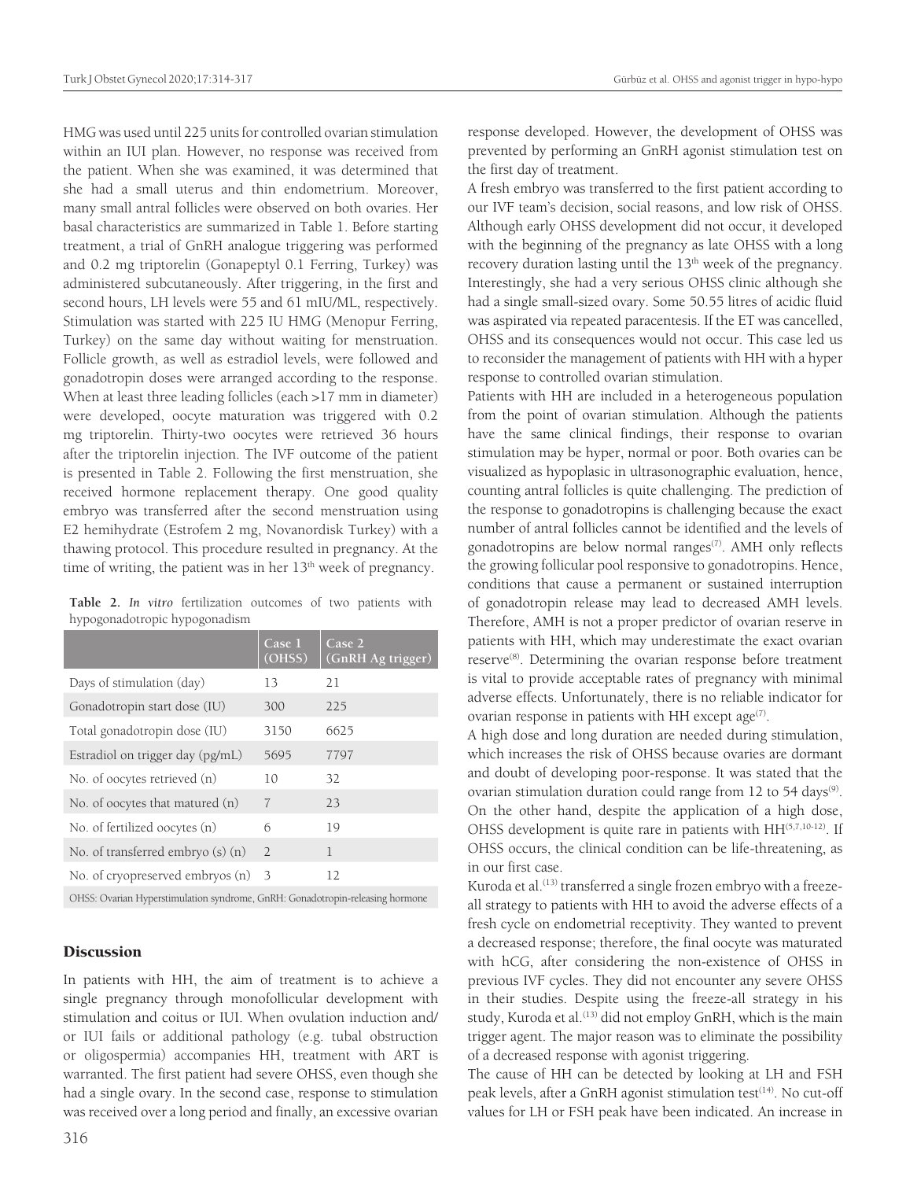HMG was used until 225 units for controlled ovarian stimulation within an IUI plan. However, no response was received from the patient. When she was examined, it was determined that she had a small uterus and thin endometrium. Moreover, many small antral follicles were observed on both ovaries. Her basal characteristics are summarized in Table 1. Before starting treatment, a trial of GnRH analogue triggering was performed and 0.2 mg triptorelin (Gonapeptyl 0.1 Ferring, Turkey) was administered subcutaneously. After triggering, in the first and second hours, LH levels were 55 and 61 mIU/ML, respectively. Stimulation was started with 225 IU HMG (Menopur Ferring, Turkey) on the same day without waiting for menstruation. Follicle growth, as well as estradiol levels, were followed and gonadotropin doses were arranged according to the response. When at least three leading follicles (each >17 mm in diameter) were developed, oocyte maturation was triggered with 0.2 mg triptorelin. Thirty-two oocytes were retrieved 36 hours after the triptorelin injection. The IVF outcome of the patient is presented in Table 2. Following the first menstruation, she received hormone replacement therapy. One good quality embryo was transferred after the second menstruation using E2 hemihydrate (Estrofem 2 mg, Novanordisk Turkey) with a thawing protocol. This procedure resulted in pregnancy. At the time of writing, the patient was in her 13th week of pregnancy.

**Table 2.** *In vitro* fertilization outcomes of two patients with hypogonadotropic hypogonadism

| | Case 1 (OHSS) | Case 2 (GnRH Ag trigger) |
|---|---|---|
| Days of stimulation (day) | 13 | 21 |
| Gonadotropin start dose (IU) | 300 | 225 |
| Total gonadotropin dose (IU) | 3150 | 6625 |
| Estradiol on trigger day (pg/mL) | 5695 | 7797 |
| No. of oocytes retrieved (n) | 10 | 32 |
| No. of oocytes that matured (n) | 7 | 23 |
| No. of fertilized oocytes (n) | 6 | 19 |
| No. of transferred embryo (s) (n) | 2 | 1 |
| No. of cryopreserved embryos (n) | 3 | 12 |

OHSS: Ovarian Hyperstimulation syndrome, GnRH: Gonadotropin-releasing hormone

## Discussion

In patients with HH, the aim of treatment is to achieve a single pregnancy through monofollicular development with stimulation and coitus or IUI. When ovulation induction and/or IUI fails or additional pathology (e.g. tubal obstruction or oligospermia) accompanies HH, treatment with ART is warranted. The first patient had severe OHSS, even though she had a single ovary. In the second case, response to stimulation was received over a long period and finally, an excessive ovarian response developed. However, the development of OHSS was prevented by performing an GnRH agonist stimulation test on the first day of treatment.

A fresh embryo was transferred to the first patient according to our IVF team's decision, social reasons, and low risk of OHSS. Although early OHSS development did not occur, it developed with the beginning of the pregnancy as late OHSS with a long recovery duration lasting until the 13th week of the pregnancy. Interestingly, she had a very serious OHSS clinic although she had a single small-sized ovary. Some 50.55 litres of acidic fluid was aspirated via repeated paracentesis. If the ET was cancelled, OHSS and its consequences would not occur. This case led us to reconsider the management of patients with HH with a hyper response to controlled ovarian stimulation.

Patients with HH are included in a heterogeneous population from the point of ovarian stimulation. Although the patients have the same clinical findings, their response to ovarian stimulation may be hyper, normal or poor. Both ovaries can be visualized as hypoplasic in ultrasonographic evaluation, hence, counting antral follicles is quite challenging. The prediction of the response to gonadotropins is challenging because the exact number of antral follicles cannot be identified and the levels of gonadotropins are below normal ranges[7]. AMH only reflects the growing follicular pool responsive to gonadotropins. Hence, conditions that cause a permanent or sustained interruption of gonadotropin release may lead to decreased AMH levels. Therefore, AMH is not a proper predictor of ovarian reserve in patients with HH, which may underestimate the exact ovarian reserve[8]. Determining the ovarian response before treatment is vital to provide acceptable rates of pregnancy with minimal adverse effects. Unfortunately, there is no reliable indicator for ovarian response in patients with HH except age[7].

A high dose and long duration are needed during stimulation, which increases the risk of OHSS because ovaries are dormant and doubt of developing poor-response. It was stated that the ovarian stimulation duration could range from 12 to 54 days[9]. On the other hand, despite the application of a high dose, OHSS development is quite rare in patients with HH[5,7,10-12]. If OHSS occurs, the clinical condition can be life-threatening, as in our first case.

Kuroda et al.[13] transferred a single frozen embryo with a freeze-all strategy to patients with HH to avoid the adverse effects of a fresh cycle on endometrial receptivity. They wanted to prevent a decreased response; therefore, the final oocyte was maturated with hCG, after considering the non-existence of OHSS in previous IVF cycles. They did not encounter any severe OHSS in their studies. Despite using the freeze-all strategy in his study, Kuroda et al.[13] did not employ GnRH, which is the main trigger agent. The major reason was to eliminate the possibility of a decreased response with agonist triggering.

The cause of HH can be detected by looking at LH and FSH peak levels, after a GnRH agonist stimulation test[14]. No cut-off values for LH or FSH peak have been indicated. An increase in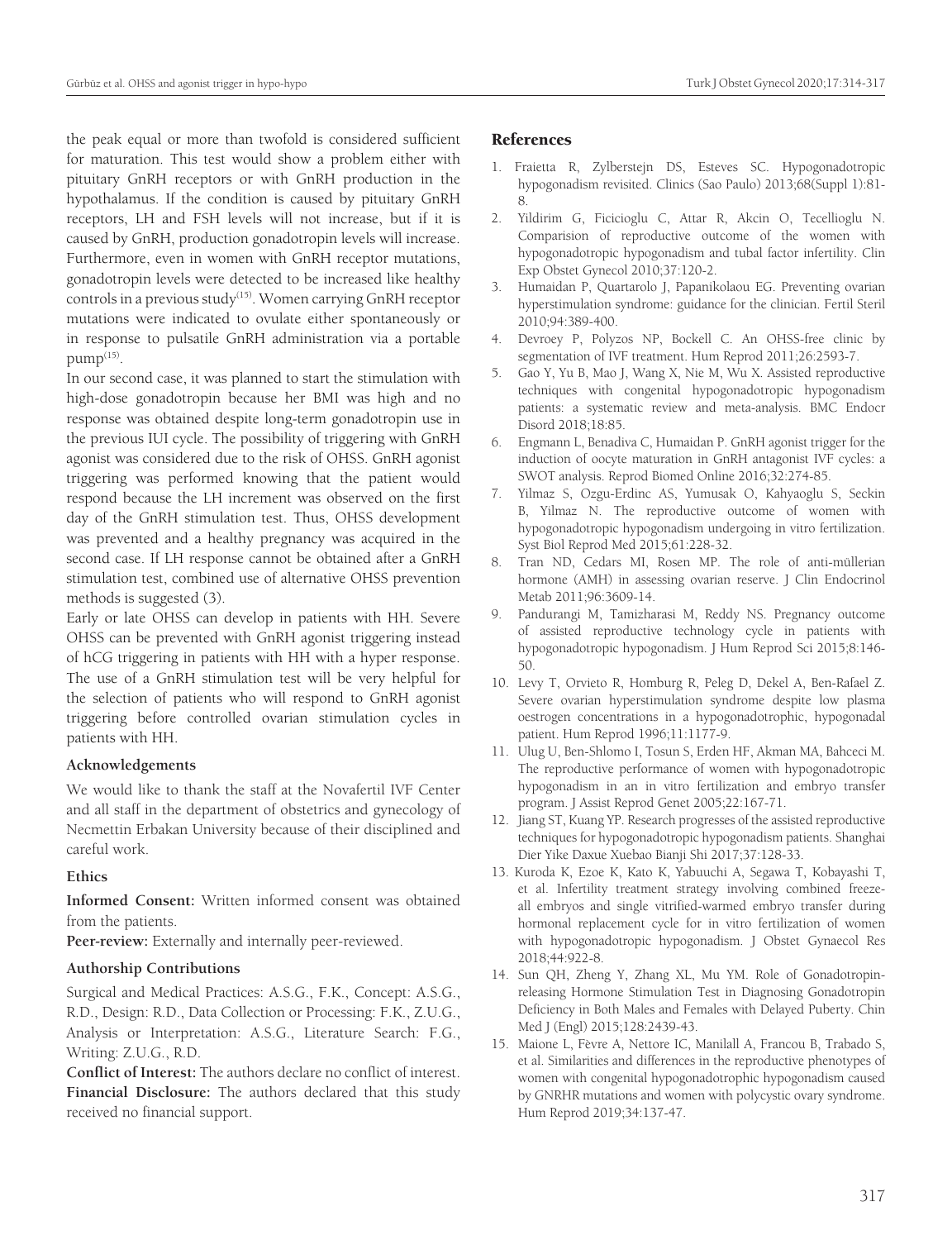the peak equal or more than twofold is considered sufficient for maturation. This test would show a problem either with pituitary GnRH receptors or with GnRH production in the hypothalamus. If the condition is caused by pituitary GnRH receptors, LH and FSH levels will not increase, but if it is caused by GnRH, production gonadotropin levels will increase. Furthermore, even in women with GnRH receptor mutations, gonadotropin levels were detected to be increased like healthy controls in a previous study[15]. Women carrying GnRH receptor mutations were indicated to ovulate either spontaneously or in response to pulsatile GnRH administration via a portable pump[15].

In our second case, it was planned to start the stimulation with high-dose gonadotropin because her BMI was high and no response was obtained despite long-term gonadotropin use in the previous IUI cycle. The possibility of triggering with GnRH agonist was considered due to the risk of OHSS. GnRH agonist triggering was performed knowing that the patient would respond because the LH increment was observed on the first day of the GnRH stimulation test. Thus, OHSS development was prevented and a healthy pregnancy was acquired in the second case. If LH response cannot be obtained after a GnRH stimulation test, combined use of alternative OHSS prevention methods is suggested (3).

Early or late OHSS can develop in patients with HH. Severe OHSS can be prevented with GnRH agonist triggering instead of hCG triggering in patients with HH with a hyper response. The use of a GnRH stimulation test will be very helpful for the selection of patients who will respond to GnRH agonist triggering before controlled ovarian stimulation cycles in patients with HH.

### Acknowledgements

We would like to thank the staff at the Novafertil IVF Center and all staff in the department of obstetrics and gynecology of Necmettin Erbakan University because of their disciplined and careful work.

### Ethics

**Informed Consent:** Written informed consent was obtained from the patients.

**Peer-review:** Externally and internally peer-reviewed.

### Authorship Contributions

Surgical and Medical Practices: A.S.G., F.K., Concept: A.S.G., R.D., Design: R.D., Data Collection or Processing: F.K., Z.U.G., Analysis or Interpretation: A.S.G., Literature Search: F.G., Writing: Z.U.G., R.D.

**Conflict of Interest:** The authors declare no conflict of interest.

**Financial Disclosure:** The authors declared that this study received no financial support.

## References

1. Fraietta R, Zylberstejn DS, Esteves SC. Hypogonadotropic hypogonadism revisited. Clinics (Sao Paulo) 2013;68(Suppl 1):81-8.
2. Yildirim G, Ficicioglu C, Attar R, Akcin O, Tecellioglu N. Comparision of reproductive outcome of the women with hypogonadotropic hypogonadism and tubal factor infertility. Clin Exp Obstet Gynecol 2010;37:120-2.
3. Humaidan P, Quartarolo J, Papanikolaou EG. Preventing ovarian hyperstimulation syndrome: guidance for the clinician. Fertil Steril 2010;94:389-400.
4. Devroey P, Polyzos NP, Bockell C. An OHSS-free clinic by segmentation of IVF treatment. Hum Reprod 2011;26:2593-7.
5. Gao Y, Yu B, Mao J, Wang X, Nie M, Wu X. Assisted reproductive techniques with congenital hypogonadotropic hypogonadism patients: a systematic review and meta-analysis. BMC Endocr Disord 2018;18:85.
6. Engmann L, Benadiva C, Humaidan P. GnRH agonist trigger for the induction of oocyte maturation in GnRH antagonist IVF cycles: a SWOT analysis. Reprod Biomed Online 2016;32:274-85.
7. Yilmaz S, Ozgu-Erdinc AS, Yumusak O, Kahyaoglu S, Seckin B, Yilmaz N. The reproductive outcome of women with hypogonadotropic hypogonadism undergoing in vitro fertilization. Syst Biol Reprod Med 2015;61:228-32.
8. Tran ND, Cedars MI, Rosen MP. The role of anti-müllerian hormone (AMH) in assessing ovarian reserve. J Clin Endocrinol Metab 2011;96:3609-14.
9. Pandurangi M, Tamizharasi M, Reddy NS. Pregnancy outcome of assisted reproductive technology cycle in patients with hypogonadotropic hypogonadism. J Hum Reprod Sci 2015;8:146-50.
10. Levy T, Orvieto R, Homburg R, Peleg D, Dekel A, Ben-Rafael Z. Severe ovarian hyperstimulation syndrome despite low plasma oestrogen concentrations in a hypogonadotrophic, hypogonadal patient. Hum Reprod 1996;11:1177-9.
11. Ulug U, Ben-Shlomo I, Tosun S, Erden HF, Akman MA, Bahceci M. The reproductive performance of women with hypogonadotropic hypogonadism in an in vitro fertilization and embryo transfer program. J Assist Reprod Genet 2005;22:167-71.
12. Jiang ST, Kuang YP. Research progresses of the assisted reproductive techniques for hypogonadotropic hypogonadism patients. Shanghai Dier Yike Daxue Xuebao Bianji Shi 2017;37:128-33.
13. Kuroda K, Ezoe K, Kato K, Yabuuchi A, Segawa T, Kobayashi T, et al. Infertility treatment strategy involving combined freeze-all embryos and single vitrified-warmed embryo transfer during hormonal replacement cycle for in vitro fertilization of women with hypogonadotropic hypogonadism. J Obstet Gynaecol Res 2018;44:922-8.
14. Sun QH, Zheng Y, Zhang XL, Mu YM. Role of Gonadotropin-releasing Hormone Stimulation Test in Diagnosing Gonadotropin Deficiency in Both Males and Females with Delayed Puberty. Chin Med J (Engl) 2015;128:2439-43.
15. Maione L, Fèvre A, Nettore IC, Manilall A, Francou B, Trabado S, et al. Similarities and differences in the reproductive phenotypes of women with congenital hypogonadotrophic hypogonadism caused by GNRHR mutations and women with polycystic ovary syndrome. Hum Reprod 2019;34:137-47.